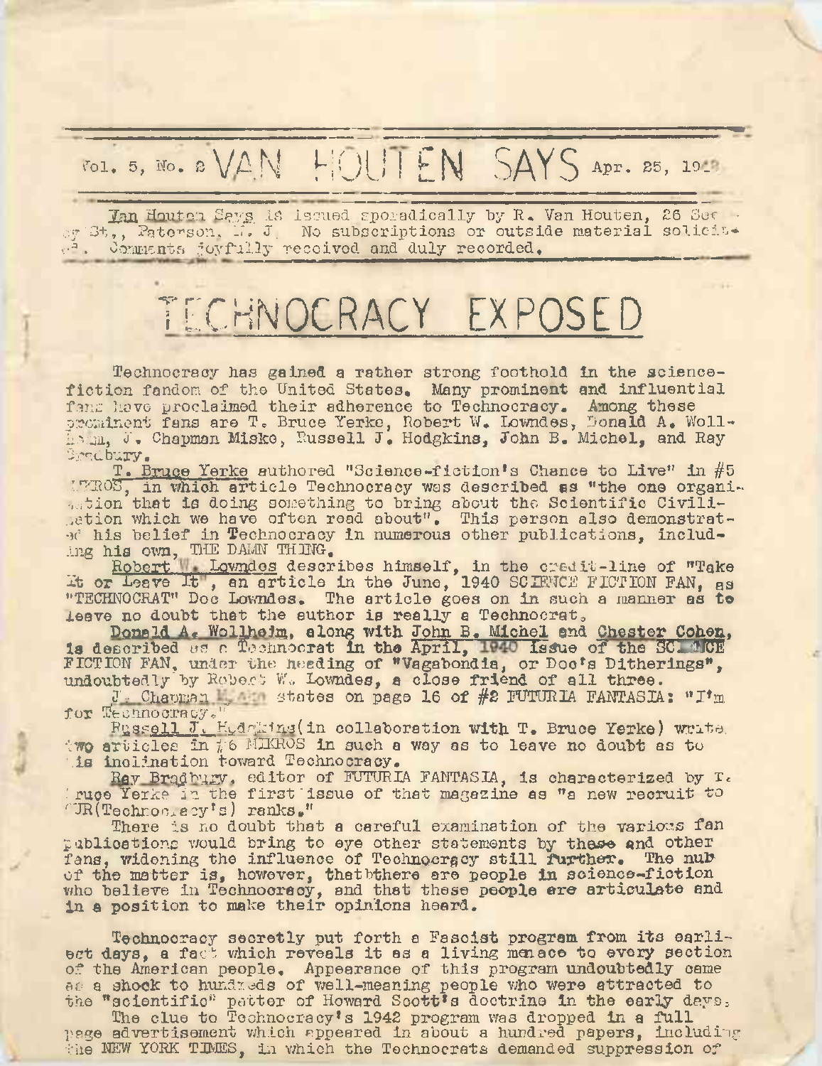Vol. 5, No. 2 VAN HOUTEN SAYS Apr. 25, 1942

Van Houten Says is issued sporadically by R. Van Houten, 26 Sec-or St., Paterson, N. J. No subscriptions or outside material solicited. Comments joyfully received and duly recorded.

# TECHNOCRACY EXPOSED

Technocracy has gained a rather strong foothold in the science-fiction fandom of the United States. Many prominent and influential fans have proclaimed their adherence to Technocracy. Among these prominent fans are T. Bruce Yerke, Robert W. Lowndes, Donald A. Wollheim, J. Chapman Miske, Russell J. Hodgkins, John B. Michel, and Ray Bradbury.

T. Bruce Yerke authored "Science-fiction's Chance to Live" in #5 MIKROS, in which article Technocracy was described as "the one organization that is doing something to bring about the Scientific Civilization which we have often read about". This person also demonstrated his belief in Technocracy in numerous other publications, including his own, THE DAMN THING.

Robert W. Lowndes describes himself, in the credit-line of "Take It or Leave It", an article in the June, 1940 SCIENCE FICTION FAN, as "TECHNOCRAT" Doc Lowndes. The article goes on in such a manner as to leave no doubt that the author is really a Technocrat.

Donald A. Wollheim, along with John B. Michel and Chester Cohen, is described as a Technocrat in the April, 1940 issue of the SCIENCE FICTION FAN, under the heading of "Vagabondia, or Doc's Ditherings", undoubtedly by Robert W. Lowndes, a close friend of all three.

J. Chapman Miske states on page 16 of #2 FUTURIA FANTASIA: "I'm for Technocracy."

Russell J. Hodgkins (in collaboration with T. Bruce Yerke) wrote two articles in #6 MIKROS in such a way as to leave no doubt as to his inclination toward Technocracy.

Ray Bradbury, editor of FUTURIA FANTASIA, is characterized by T. Bruce Yerke in the first issue of that magazine as "a new recruit to OUR (Technocracy's) ranks."

There is no doubt that a careful examination of the various fan publications would bring to eye other statements by these and other fans, widening the influence of Technocracy still further. The nub of the matter is, however, thatbthere are people in science-fiction who believe in Technocracy, and that these people are articulate and in a position to make their opinions heard.

Technocracy secretly put forth a Fascist program from its earliest days, a fact which reveals it as a living menace to every section of the American people. Appearance of this program undoubtedly came as a shock to hundreds of well-meaning people who were attracted to the "scientific" patter of Howard Scott's doctrine in the early days.

The clue to Technocracy's 1942 program was dropped in a full page advertisement which appeared in about a hundred papers, including the NEW YORK TIMES, in which the Technocrats demanded suppression of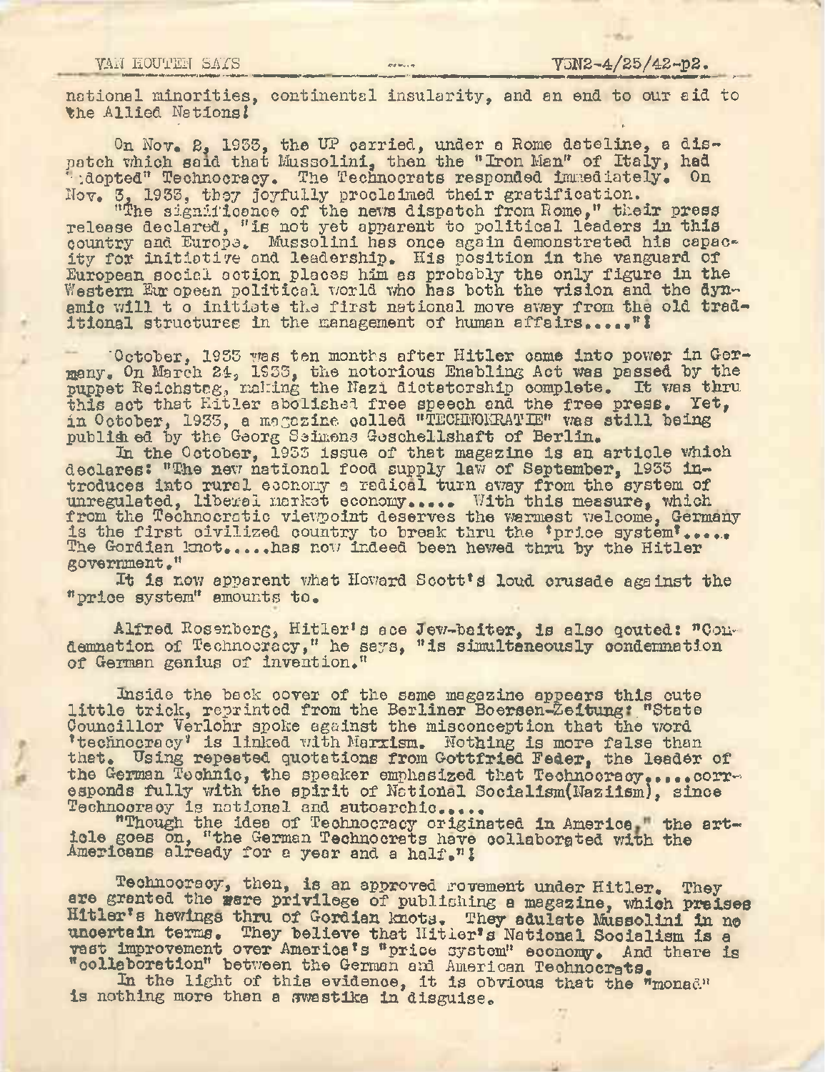national minorities, continental insularity, and an end to our aid to the Allied Nations!

On Nov. 2, 1933, the UP carried, under a Rome dateline, a dispatch which said that Mussolini, then the "Iron Man" of Italy, had "adopted" Technocracy. The Technocrats responded immediately. On Nov. 3, 1933, they joyfully proclaimed their gratification.

"The significance of the news dispatch from Rome," their press release declared, "is not yet apparent to political leaders in this country and Europe. Mussolini has once again demonstrated his capacity for initiative and leadership. His position in the vanguard of European social action places him as probably the only figure in the Western European political world who has both the vision and the dynamic will to initiate the first national move away from the old traditional structures in the management of human affairs....."!

October, 1933 was ten months after Hitler came into power in Germany. On March 24, 1933, the notorious Enabling Act was passed by the puppet Reichstag, making the Nazi dictatorship complete. It was thru this act that Hitler abolished free speech and the free press. Yet, in October, 1933, a magazine called "TECHNOKRATIE" was still being published by the Georg Seimens Geschellshaft of Berlin.

In the October, 1933 issue of that magazine is an article which declares: "The new national food supply law of September, 1933 introduces into rural economy a radical turn away from the system of unregulated, liberal market economy..... With this measure, which from the Technocratic viewpoint deserves the warmest welcome, Germany is the first civilized country to break thru the 'price system'..... The Gordian knot.....has now indeed been hewed thru by the Hitler government."

It is now apparent what Howard Scott's loud crusade against the "price system" amounts to.

Alfred Rosenberg, Hitler's ace Jew-baiter, is also qouted: "Condemnation of Technocracy," he says, "is simultaneously condemnation of German genius of invention."

Inside the back cover of the same magazine appears this cute little trick, reprinted from the Berliner Boersen-Zeitung: "State Councillor Verlohr spoke against the misconception that the word 'technocracy' is linked with Marxism. Nothing is more false than that. Using repeated quotations from Gottfried Feder, the leader of the German Technic, the speaker emphasized that Technocracy.....corresponds fully with the spirit of National Socialism(Naziism), since Technocracy is national and autoarchic.....

"Though the idea of Technocracy originated in America," the article goes on, "the German Technocrats have collaborated with the Americans already for a year and a half."!

Technocracy, then, is an approved movement under Hitler. They are granted the rare privilege of publishing a magazine, which praises Hitler's hewings thru of Gordian knots. They adulate Mussolini in no uncertain terms. They believe that Hitler's National Socialism is a vast improvement over America's "price system" economy. And there is "collaboration" between the German and American Technocrats.

In the light of this evidence, it is obvious that the "monad" is nothing more than a swastika in disguise.